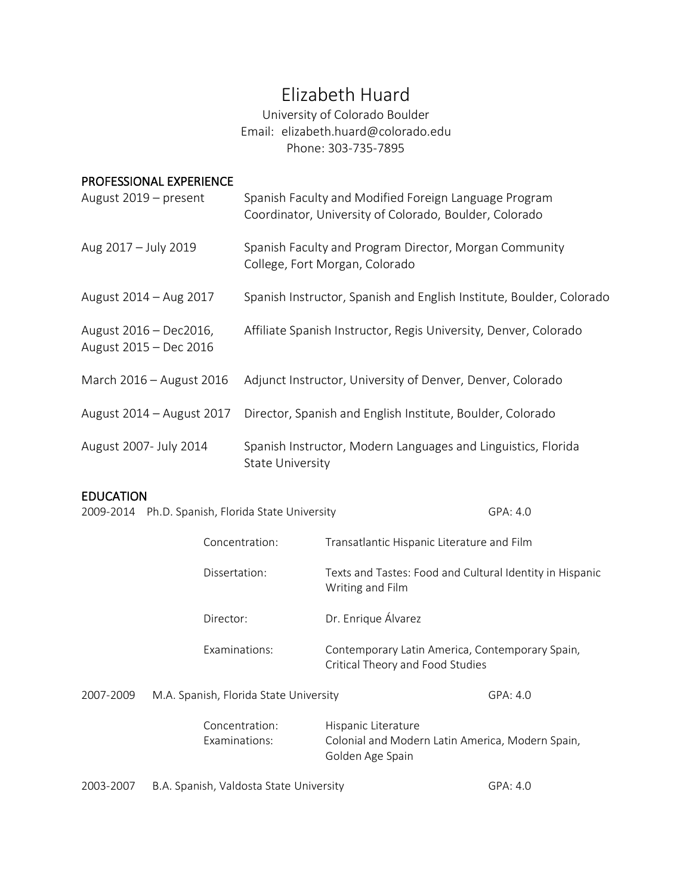# Elizabeth Huard

University of Colorado Boulder
Email: elizabeth.huard@colorado.edu
Phone: 303-735-7895

## PROFESSIONAL EXPERIENCE

| | |
|---|---|
| August 2019 – present | Spanish Faculty and Modified Foreign Language Program Coordinator, University of Colorado, Boulder, Colorado |
| Aug 2017 – July 2019 | Spanish Faculty and Program Director, Morgan Community College, Fort Morgan, Colorado |
| August 2014 – Aug 2017 | Spanish Instructor, Spanish and English Institute, Boulder, Colorado |
| August 2016 – Dec2016, August 2015 – Dec 2016 | Affiliate Spanish Instructor, Regis University, Denver, Colorado |
| March 2016 – August 2016 | Adjunct Instructor, University of Denver, Denver, Colorado |
| August 2014 – August 2017 | Director, Spanish and English Institute, Boulder, Colorado |
| August 2007- July 2014 | Spanish Instructor, Modern Languages and Linguistics, Florida State University |

## EDUCATION

**2009-2014** Ph.D. Spanish, Florida State University — GPA: 4.0

- Concentration: Transatlantic Hispanic Literature and Film
- Dissertation: Texts and Tastes: Food and Cultural Identity in Hispanic Writing and Film
- Director: Dr. Enrique Álvarez
- Examinations: Contemporary Latin America, Contemporary Spain, Critical Theory and Food Studies

**2007-2009** M.A. Spanish, Florida State University — GPA: 4.0

- Concentration: Hispanic Literature
- Examinations: Colonial and Modern Latin America, Modern Spain, Golden Age Spain

**2003-2007** B.A. Spanish, Valdosta State University — GPA: 4.0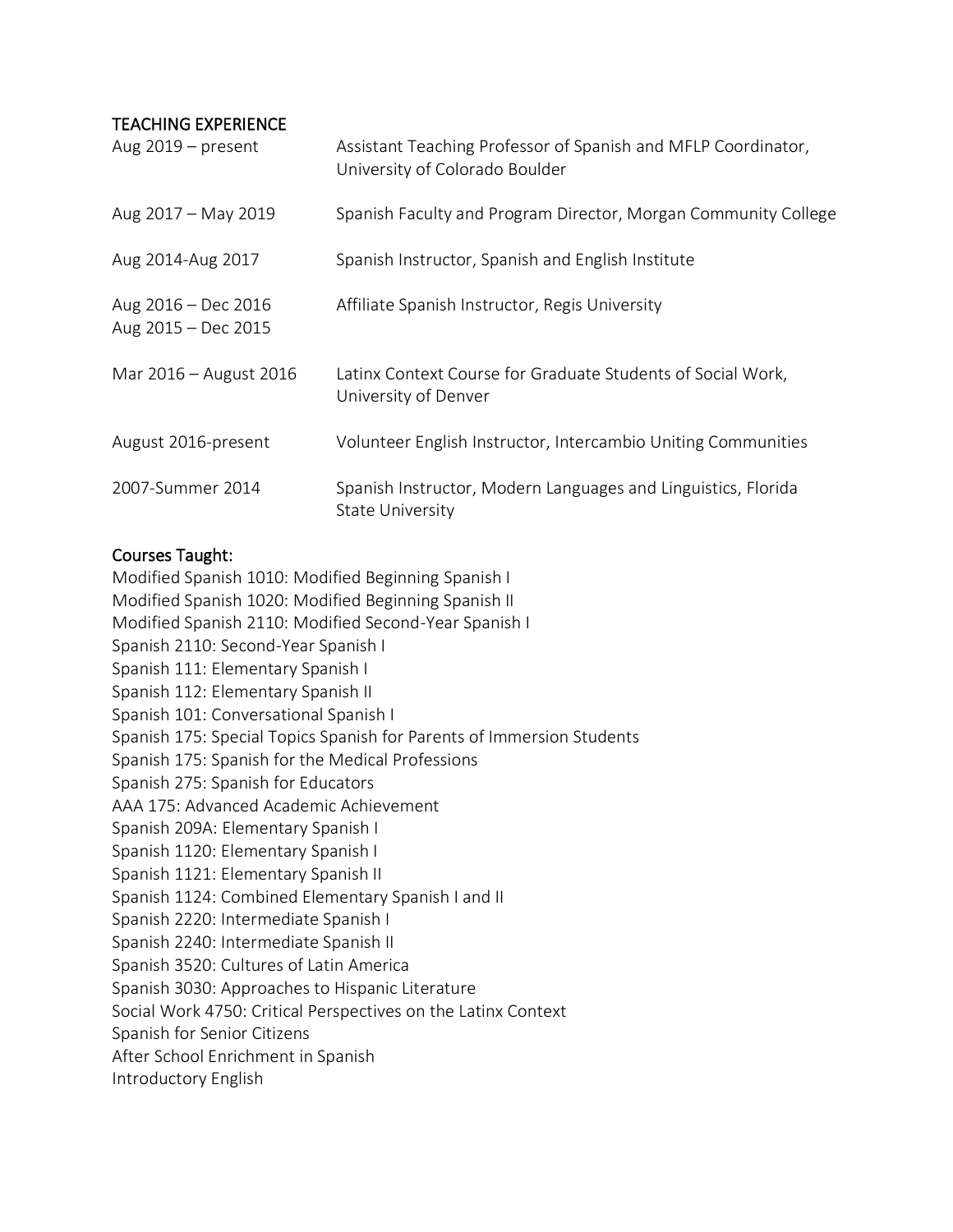## TEACHING EXPERIENCE

| | |
|---|---|
| Aug 2019 – present | Assistant Teaching Professor of Spanish and MFLP Coordinator, University of Colorado Boulder |
| Aug 2017 – May 2019 | Spanish Faculty and Program Director, Morgan Community College |
| Aug 2014-Aug 2017 | Spanish Instructor, Spanish and English Institute |
| Aug 2016 – Dec 2016<br>Aug 2015 – Dec 2015 | Affiliate Spanish Instructor, Regis University |
| Mar 2016 – August 2016 | Latinx Context Course for Graduate Students of Social Work, University of Denver |
| August 2016-present | Volunteer English Instructor, Intercambio Uniting Communities |
| 2007-Summer 2014 | Spanish Instructor, Modern Languages and Linguistics, Florida State University |

### Courses Taught:

Modified Spanish 1010: Modified Beginning Spanish I
Modified Spanish 1020: Modified Beginning Spanish II
Modified Spanish 2110: Modified Second-Year Spanish I
Spanish 2110: Second-Year Spanish I
Spanish 111: Elementary Spanish I
Spanish 112: Elementary Spanish II
Spanish 101: Conversational Spanish I
Spanish 175: Special Topics Spanish for Parents of Immersion Students
Spanish 175: Spanish for the Medical Professions
Spanish 275: Spanish for Educators
AAA 175: Advanced Academic Achievement
Spanish 209A: Elementary Spanish I
Spanish 1120: Elementary Spanish I
Spanish 1121: Elementary Spanish II
Spanish 1124: Combined Elementary Spanish I and II
Spanish 2220: Intermediate Spanish I
Spanish 2240: Intermediate Spanish II
Spanish 3520: Cultures of Latin America
Spanish 3030: Approaches to Hispanic Literature
Social Work 4750: Critical Perspectives on the Latinx Context
Spanish for Senior Citizens
After School Enrichment in Spanish
Introductory English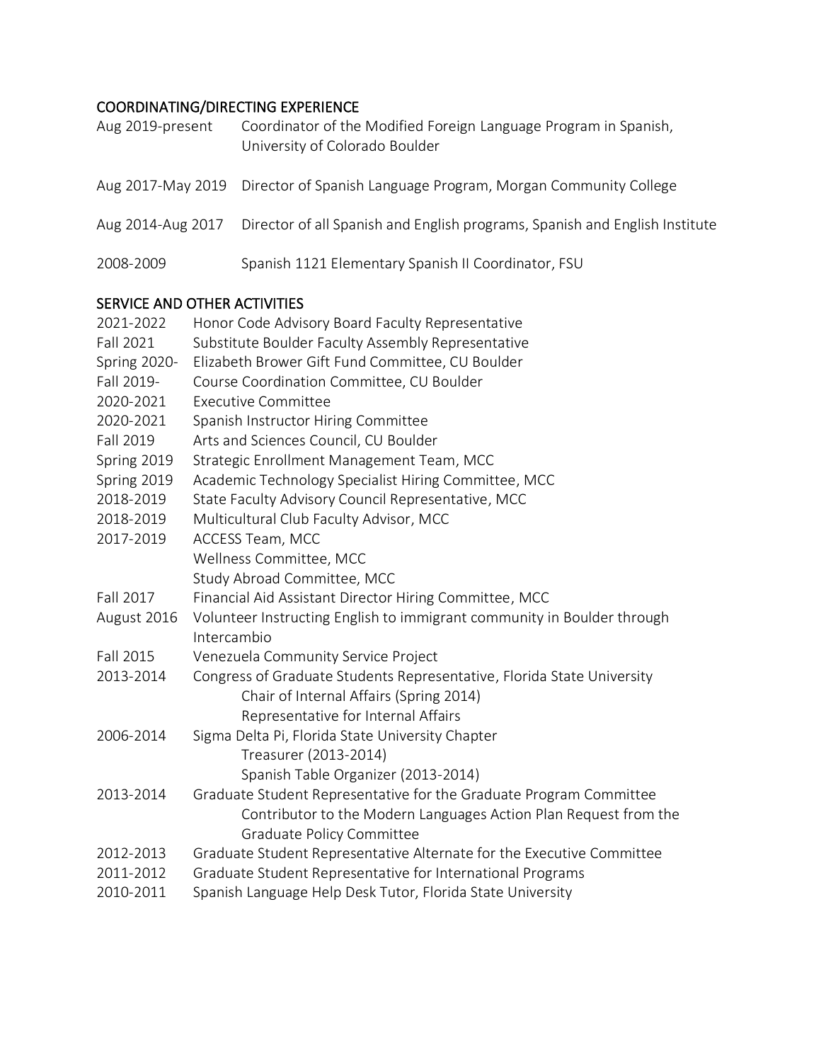## COORDINATING/DIRECTING EXPERIENCE

Aug 2019-present  Coordinator of the Modified Foreign Language Program in Spanish, University of Colorado Boulder

Aug 2017-May 2019  Director of Spanish Language Program, Morgan Community College

Aug 2014-Aug 2017  Director of all Spanish and English programs, Spanish and English Institute

2008-2009  Spanish 1121 Elementary Spanish II Coordinator, FSU

## SERVICE AND OTHER ACTIVITIES

2021-2022  Honor Code Advisory Board Faculty Representative
Fall 2021  Substitute Boulder Faculty Assembly Representative
Spring 2020-  Elizabeth Brower Gift Fund Committee, CU Boulder
Fall 2019-  Course Coordination Committee, CU Boulder
2020-2021  Executive Committee
2020-2021  Spanish Instructor Hiring Committee
Fall 2019  Arts and Sciences Council, CU Boulder
Spring 2019  Strategic Enrollment Management Team, MCC
Spring 2019  Academic Technology Specialist Hiring Committee, MCC
2018-2019  State Faculty Advisory Council Representative, MCC
2018-2019  Multicultural Club Faculty Advisor, MCC
2017-2019  ACCESS Team, MCC
  Wellness Committee, MCC
  Study Abroad Committee, MCC
Fall 2017  Financial Aid Assistant Director Hiring Committee, MCC
August 2016  Volunteer Instructing English to immigrant community in Boulder through Intercambio
Fall 2015  Venezuela Community Service Project
2013-2014  Congress of Graduate Students Representative, Florida State University
  Chair of Internal Affairs (Spring 2014)
  Representative for Internal Affairs
2006-2014  Sigma Delta Pi, Florida State University Chapter
  Treasurer (2013-2014)
  Spanish Table Organizer (2013-2014)
2013-2014  Graduate Student Representative for the Graduate Program Committee
  Contributor to the Modern Languages Action Plan Request from the Graduate Policy Committee
2012-2013  Graduate Student Representative Alternate for the Executive Committee
2011-2012  Graduate Student Representative for International Programs
2010-2011  Spanish Language Help Desk Tutor, Florida State University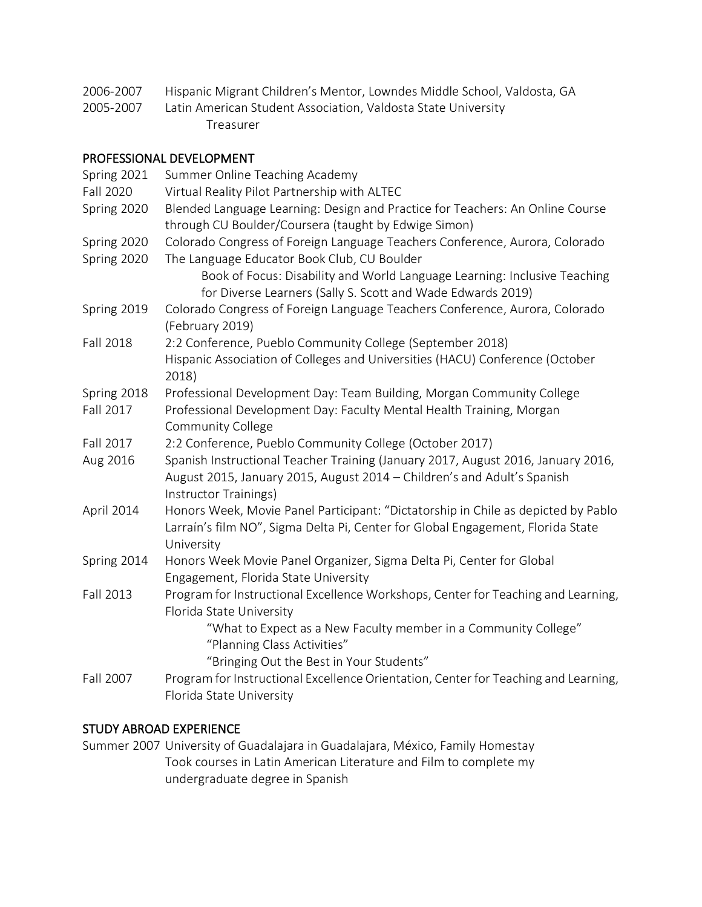2006-2007 Hispanic Migrant Children's Mentor, Lowndes Middle School, Valdosta, GA

2005-2007 Latin American Student Association, Valdosta State University
  Treasurer

## PROFESSIONAL DEVELOPMENT

Spring 2021 Summer Online Teaching Academy

Fall 2020 Virtual Reality Pilot Partnership with ALTEC

Spring 2020 Blended Language Learning: Design and Practice for Teachers: An Online Course through CU Boulder/Coursera (taught by Edwige Simon)

Spring 2020 Colorado Congress of Foreign Language Teachers Conference, Aurora, Colorado

Spring 2020 The Language Educator Book Club, CU Boulder
  Book of Focus: Disability and World Language Learning: Inclusive Teaching for Diverse Learners (Sally S. Scott and Wade Edwards 2019)

Spring 2019 Colorado Congress of Foreign Language Teachers Conference, Aurora, Colorado (February 2019)

Fall 2018 2:2 Conference, Pueblo Community College (September 2018)
  Hispanic Association of Colleges and Universities (HACU) Conference (October 2018)

Spring 2018 Professional Development Day: Team Building, Morgan Community College

Fall 2017 Professional Development Day: Faculty Mental Health Training, Morgan Community College

Fall 2017 2:2 Conference, Pueblo Community College (October 2017)

Aug 2016 Spanish Instructional Teacher Training (January 2017, August 2016, January 2016, August 2015, January 2015, August 2014 – Children's and Adult's Spanish Instructor Trainings)

April 2014 Honors Week, Movie Panel Participant: "Dictatorship in Chile as depicted by Pablo Larraín's film NO", Sigma Delta Pi, Center for Global Engagement, Florida State University

Spring 2014 Honors Week Movie Panel Organizer, Sigma Delta Pi, Center for Global Engagement, Florida State University

Fall 2013 Program for Instructional Excellence Workshops, Center for Teaching and Learning, Florida State University
  "What to Expect as a New Faculty member in a Community College"
  "Planning Class Activities"
  "Bringing Out the Best in Your Students"

Fall 2007 Program for Instructional Excellence Orientation, Center for Teaching and Learning, Florida State University

## STUDY ABROAD EXPERIENCE

Summer 2007 University of Guadalajara in Guadalajara, México, Family Homestay
  Took courses in Latin American Literature and Film to complete my undergraduate degree in Spanish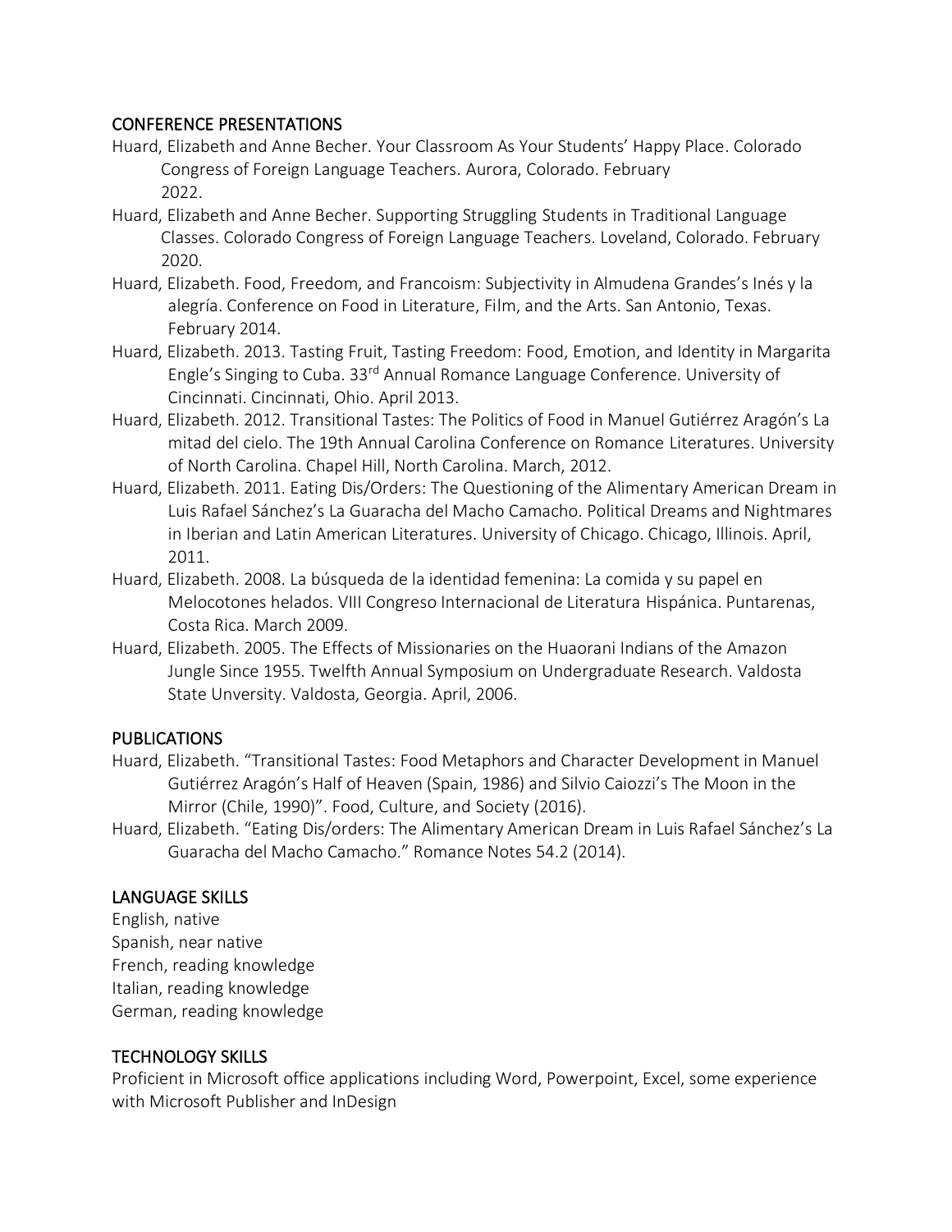## CONFERENCE PRESENTATIONS

Huard, Elizabeth and Anne Becher. Your Classroom As Your Students' Happy Place. Colorado Congress of Foreign Language Teachers. Aurora, Colorado. February 2022.

Huard, Elizabeth and Anne Becher. Supporting Struggling Students in Traditional Language Classes. Colorado Congress of Foreign Language Teachers. Loveland, Colorado. February 2020.

Huard, Elizabeth. Food, Freedom, and Francoism: Subjectivity in Almudena Grandes's Inés y la alegría. Conference on Food in Literature, Film, and the Arts. San Antonio, Texas. February 2014.

Huard, Elizabeth. 2013. Tasting Fruit, Tasting Freedom: Food, Emotion, and Identity in Margarita Engle's Singing to Cuba. 33rd Annual Romance Language Conference. University of Cincinnati. Cincinnati, Ohio. April 2013.

Huard, Elizabeth. 2012. Transitional Tastes: The Politics of Food in Manuel Gutiérrez Aragón's La mitad del cielo. The 19th Annual Carolina Conference on Romance Literatures. University of North Carolina. Chapel Hill, North Carolina. March, 2012.

Huard, Elizabeth. 2011. Eating Dis/Orders: The Questioning of the Alimentary American Dream in Luis Rafael Sánchez's La Guaracha del Macho Camacho. Political Dreams and Nightmares in Iberian and Latin American Literatures. University of Chicago. Chicago, Illinois. April, 2011.

Huard, Elizabeth. 2008. La búsqueda de la identidad femenina: La comida y su papel en Melocotones helados. VIII Congreso Internacional de Literatura Hispánica. Puntarenas, Costa Rica. March 2009.

Huard, Elizabeth. 2005. The Effects of Missionaries on the Huaorani Indians of the Amazon Jungle Since 1955. Twelfth Annual Symposium on Undergraduate Research. Valdosta State Unversity. Valdosta, Georgia. April, 2006.

## PUBLICATIONS

Huard, Elizabeth. "Transitional Tastes: Food Metaphors and Character Development in Manuel Gutiérrez Aragón's Half of Heaven (Spain, 1986) and Silvio Caiozzi's The Moon in the Mirror (Chile, 1990)". Food, Culture, and Society (2016).

Huard, Elizabeth. "Eating Dis/orders: The Alimentary American Dream in Luis Rafael Sánchez's La Guaracha del Macho Camacho." Romance Notes 54.2 (2014).

## LANGUAGE SKILLS

English, native
Spanish, near native
French, reading knowledge
Italian, reading knowledge
German, reading knowledge

## TECHNOLOGY SKILLS

Proficient in Microsoft office applications including Word, Powerpoint, Excel, some experience with Microsoft Publisher and InDesign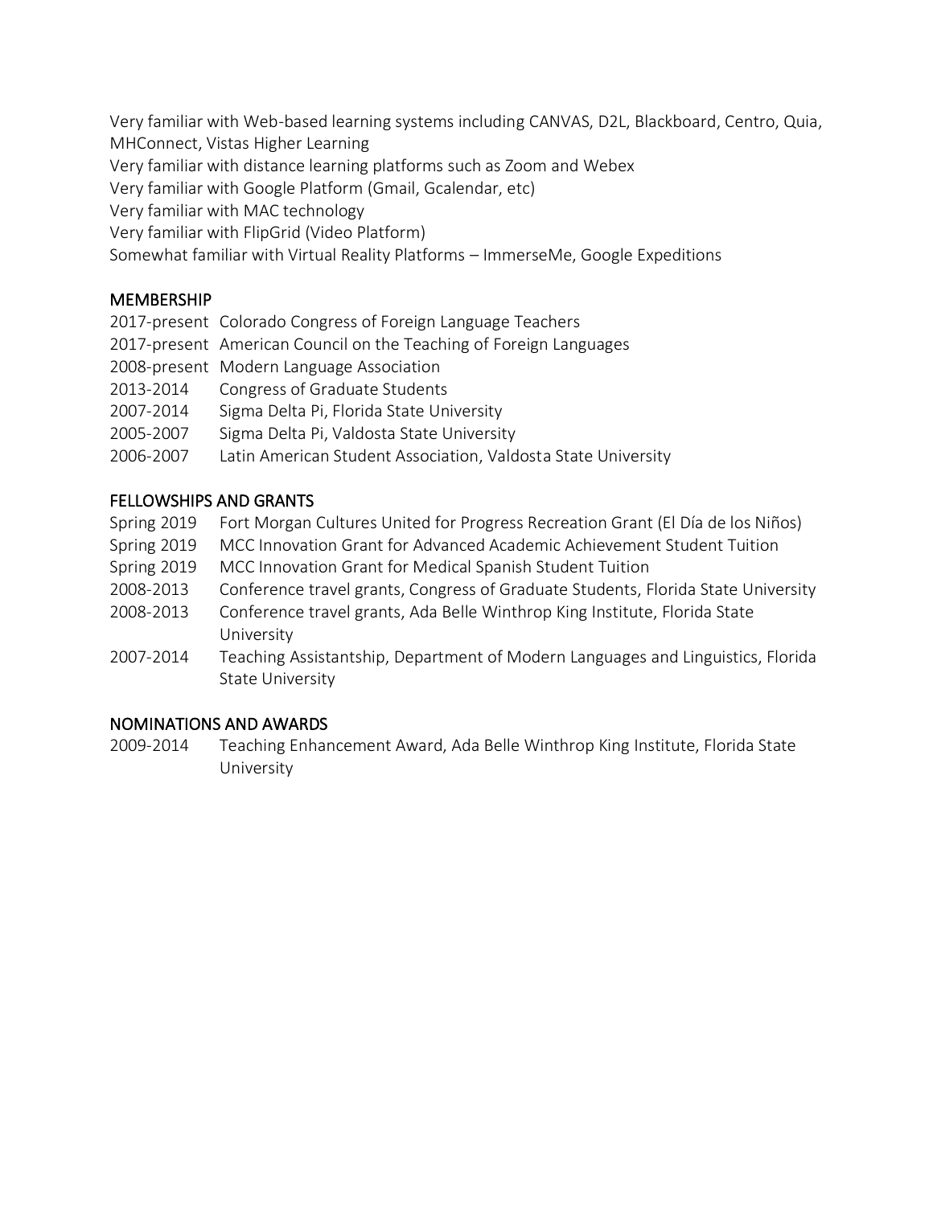Very familiar with Web-based learning systems including CANVAS, D2L, Blackboard, Centro, Quia, MHConnect, Vistas Higher Learning
Very familiar with distance learning platforms such as Zoom and Webex
Very familiar with Google Platform (Gmail, Gcalendar, etc)
Very familiar with MAC technology
Very familiar with FlipGrid (Video Platform)
Somewhat familiar with Virtual Reality Platforms – ImmerseMe, Google Expeditions

## MEMBERSHIP

2017-present Colorado Congress of Foreign Language Teachers
2017-present American Council on the Teaching of Foreign Languages
2008-present Modern Language Association
2013-2014 Congress of Graduate Students
2007-2014 Sigma Delta Pi, Florida State University
2005-2007 Sigma Delta Pi, Valdosta State University
2006-2007 Latin American Student Association, Valdosta State University

## FELLOWSHIPS AND GRANTS

Spring 2019 Fort Morgan Cultures United for Progress Recreation Grant (El Día de los Niños)
Spring 2019 MCC Innovation Grant for Advanced Academic Achievement Student Tuition
Spring 2019 MCC Innovation Grant for Medical Spanish Student Tuition
2008-2013 Conference travel grants, Congress of Graduate Students, Florida State University
2008-2013 Conference travel grants, Ada Belle Winthrop King Institute, Florida State University
2007-2014 Teaching Assistantship, Department of Modern Languages and Linguistics, Florida State University

## NOMINATIONS AND AWARDS

2009-2014 Teaching Enhancement Award, Ada Belle Winthrop King Institute, Florida State University